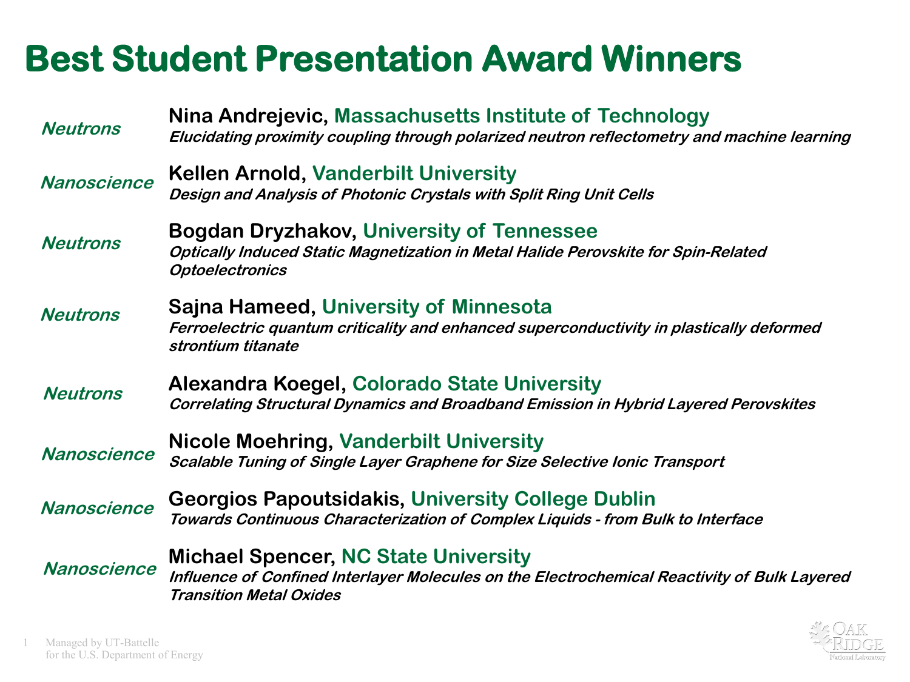# Best Student Presentation Award Winners

| | |
|---|---|
| ***Neutrons*** | **Nina Andrejevic, Massachusetts Institute of Technology**<br>***Elucidating proximity coupling through polarized neutron reflectometry and machine learning*** |
| ***Nanoscience*** | **Kellen Arnold, Vanderbilt University**<br>***Design and Analysis of Photonic Crystals with Split Ring Unit Cells*** |
| ***Neutrons*** | **Bogdan Dryzhakov, University of Tennessee**<br>***Optically Induced Static Magnetization in Metal Halide Perovskite for Spin-Related Optoelectronics*** |
| ***Neutrons*** | **Sajna Hameed, University of Minnesota**<br>***Ferroelectric quantum criticality and enhanced superconductivity in plastically deformed strontium titanate*** |
| ***Neutrons*** | **Alexandra Koegel, Colorado State University**<br>***Correlating Structural Dynamics and Broadband Emission in Hybrid Layered Perovskites*** |
| ***Nanoscience*** | **Nicole Moehring, Vanderbilt University**<br>***Scalable Tuning of Single Layer Graphene for Size Selective Ionic Transport*** |
| ***Nanoscience*** | **Georgios Papoutsidakis, University College Dublin**<br>***Towards Continuous Characterization of Complex Liquids - from Bulk to Interface*** |
| ***Nanoscience*** | **Michael Spencer, NC State University**<br>***Influence of Confined Interlayer Molecules on the Electrochemical Reactivity of Bulk Layered Transition Metal Oxides*** |

Managed by UT-Battelle
for the U.S. Department of Energy

Oak Ridge National Laboratory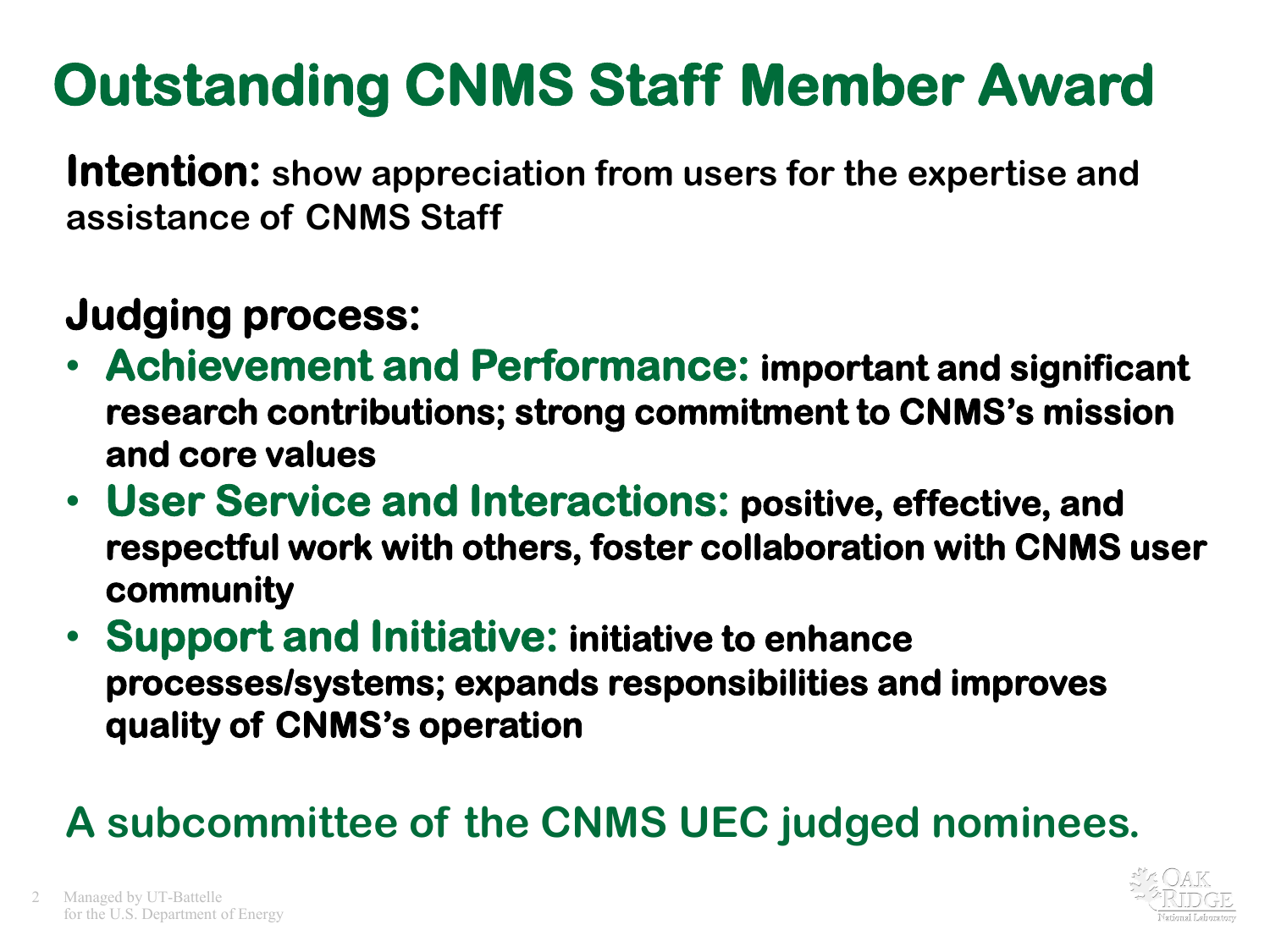# Outstanding CNMS Staff Member Award

**Intention:** show appreciation from users for the expertise and assistance of CNMS Staff

**Judging process:**

- **Achievement and Performance:** important and significant research contributions; strong commitment to CNMS's mission and core values
- **User Service and Interactions:** positive, effective, and respectful work with others, foster collaboration with CNMS user community
- **Support and Initiative:** initiative to enhance processes/systems; expands responsibilities and improves quality of CNMS's operation

**A subcommittee of the CNMS UEC judged nominees.**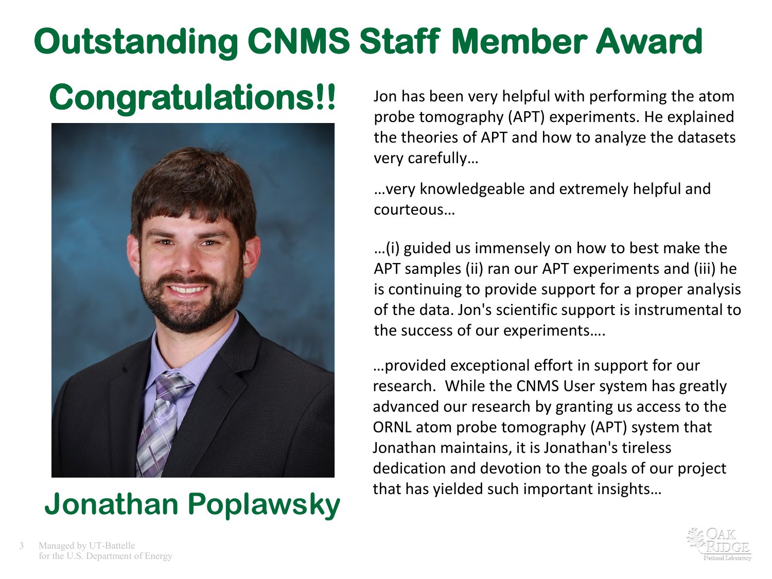# Outstanding CNMS Staff Member Award

## Congratulations!!

## Jonathan Poplawsky

Jon has been very helpful with performing the atom probe tomography (APT) experiments. He explained the theories of APT and how to analyze the datasets very carefully…

…very knowledgeable and extremely helpful and courteous…

…(i) guided us immensely on how to best make the APT samples (ii) ran our APT experiments and (iii) he is continuing to provide support for a proper analysis of the data. Jon's scientific support is instrumental to the success of our experiments….

…provided exceptional effort in support for our research. While the CNMS User system has greatly advanced our research by granting us access to the ORNL atom probe tomography (APT) system that Jonathan maintains, it is Jonathan's tireless dedication and devotion to the goals of our project that has yielded such important insights…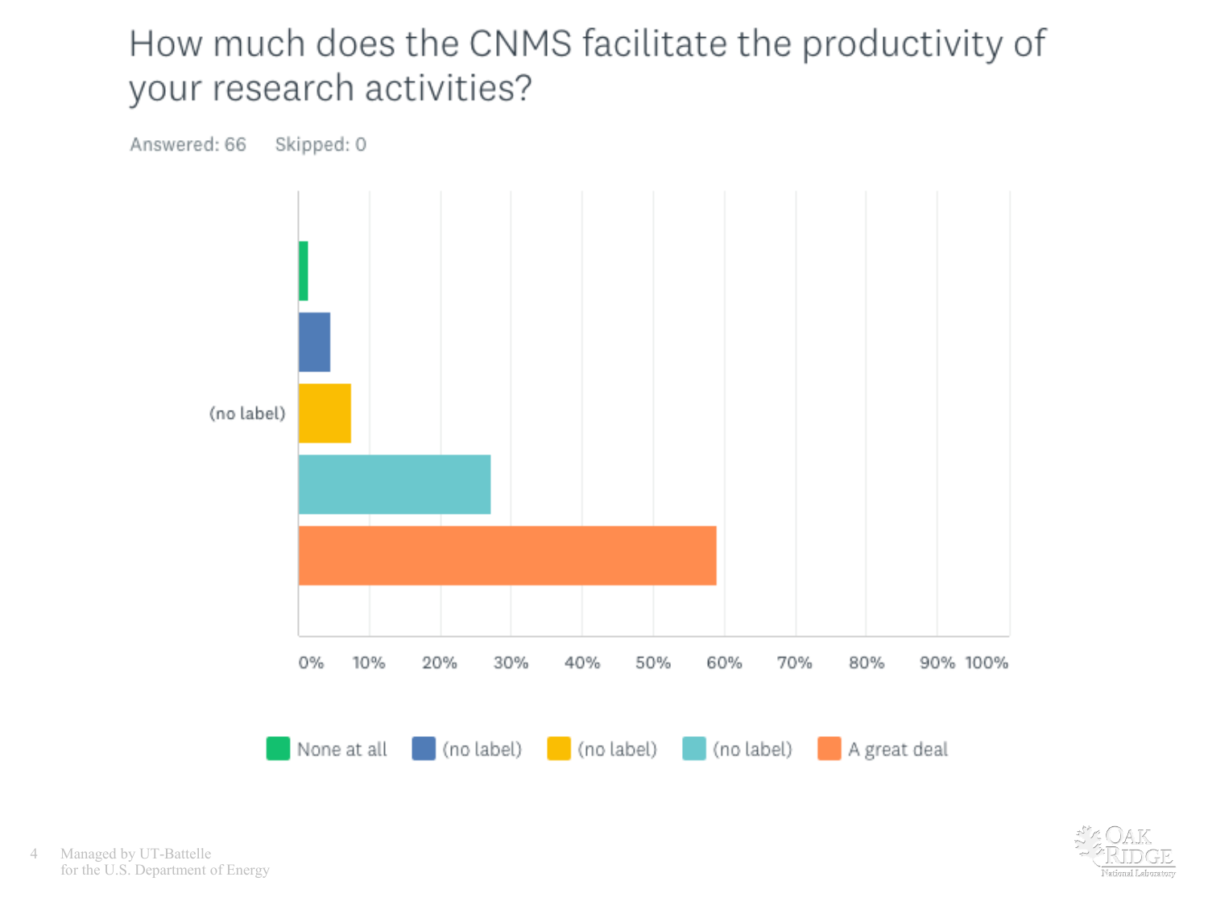# How much does the CNMS facilitate the productivity of your research activities?

Answered: 66    Skipped: 0

(no label)

0% 10% 20% 30% 40% 50% 60% 70% 80% 90% 100%

None at all
(no label)
(no label)
(no label)
A great deal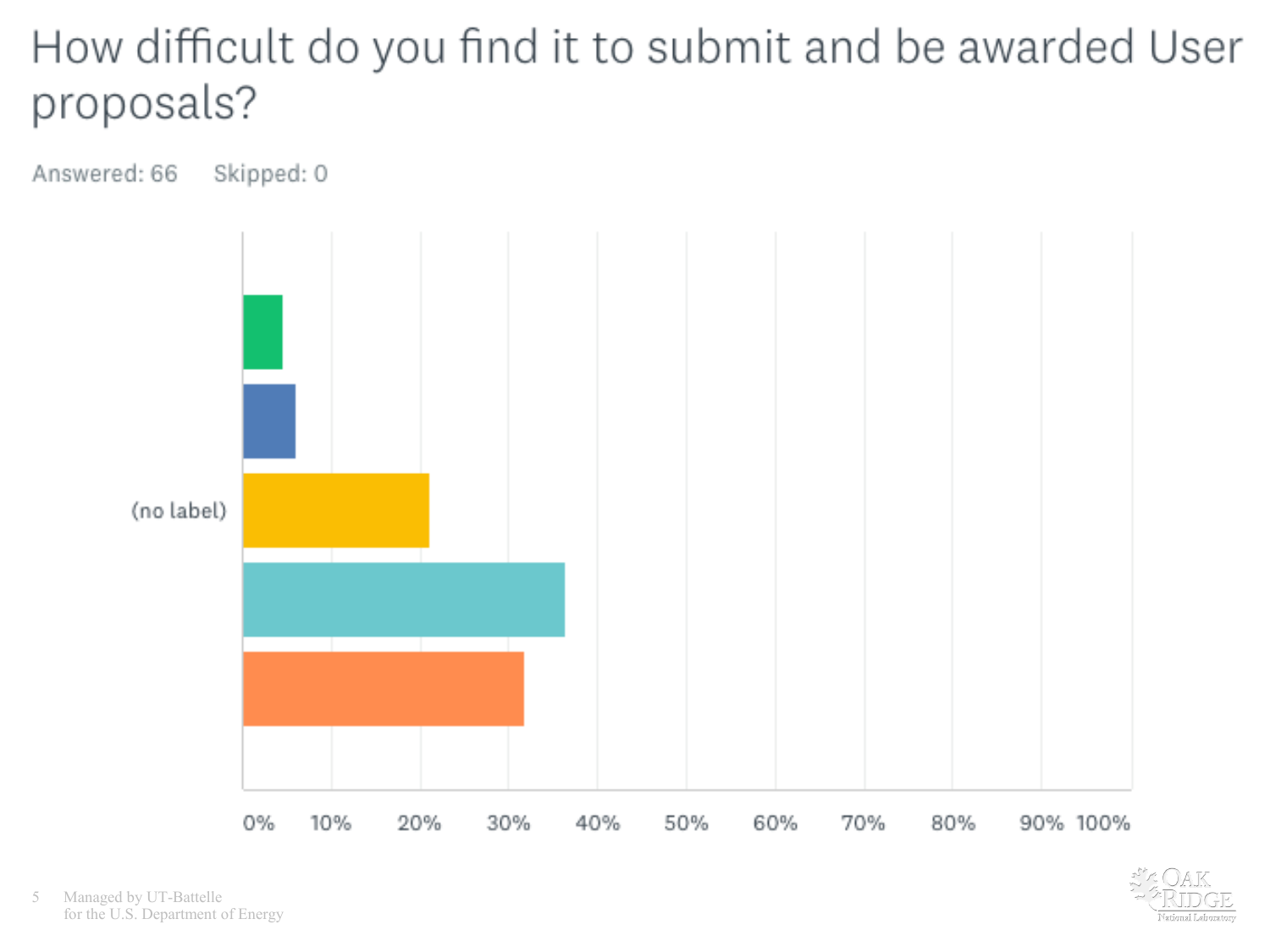# How difficult do you find it to submit and be awarded User proposals?

Answered: 66 Skipped: 0

(no label)

0% 10% 20% 30% 40% 50% 60% 70% 80% 90% 100%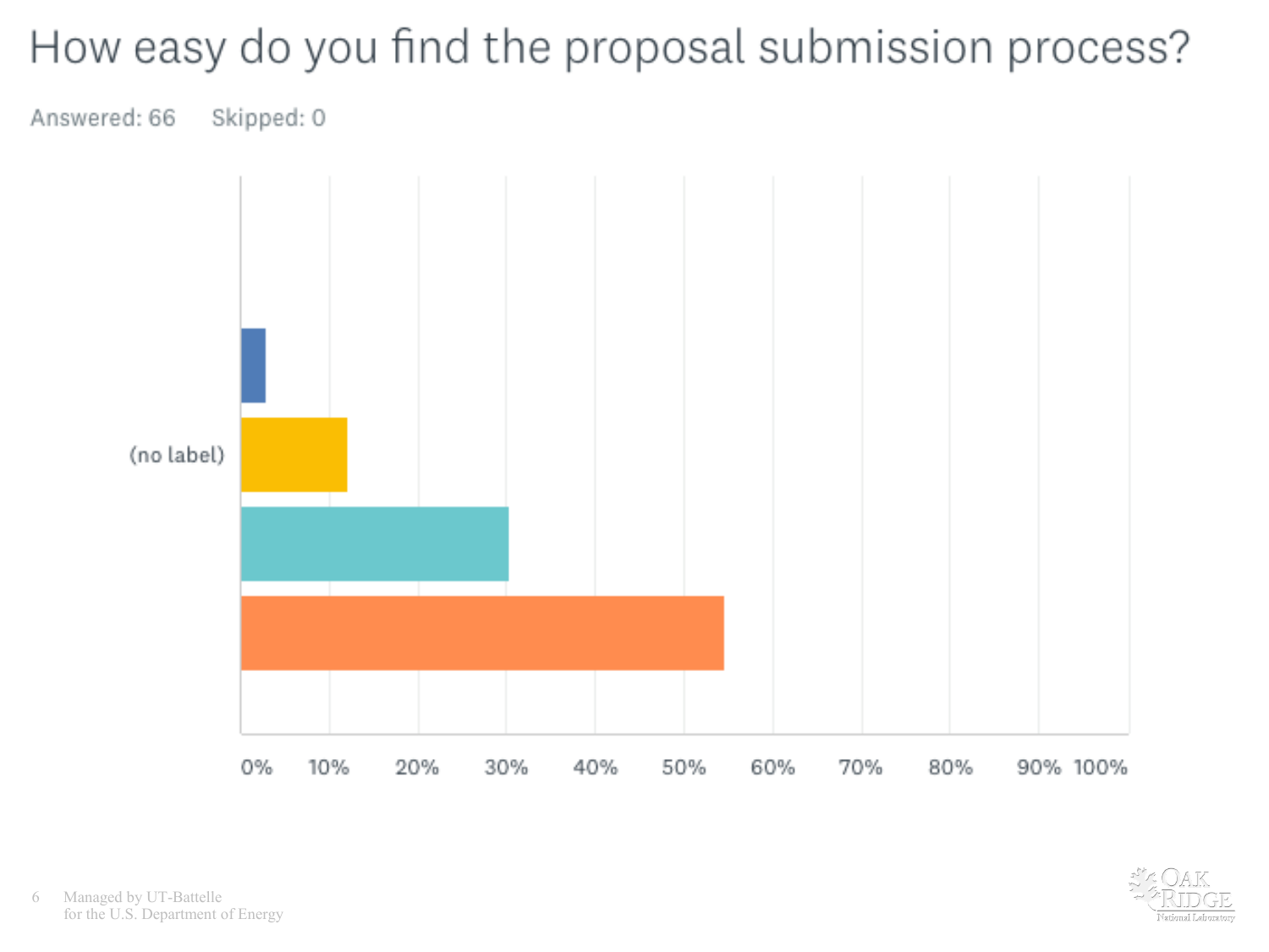# How easy do you find the proposal submission process?

Answered: 66 Skipped: 0

(no label)

0% 10% 20% 30% 40% 50% 60% 70% 80% 90% 100%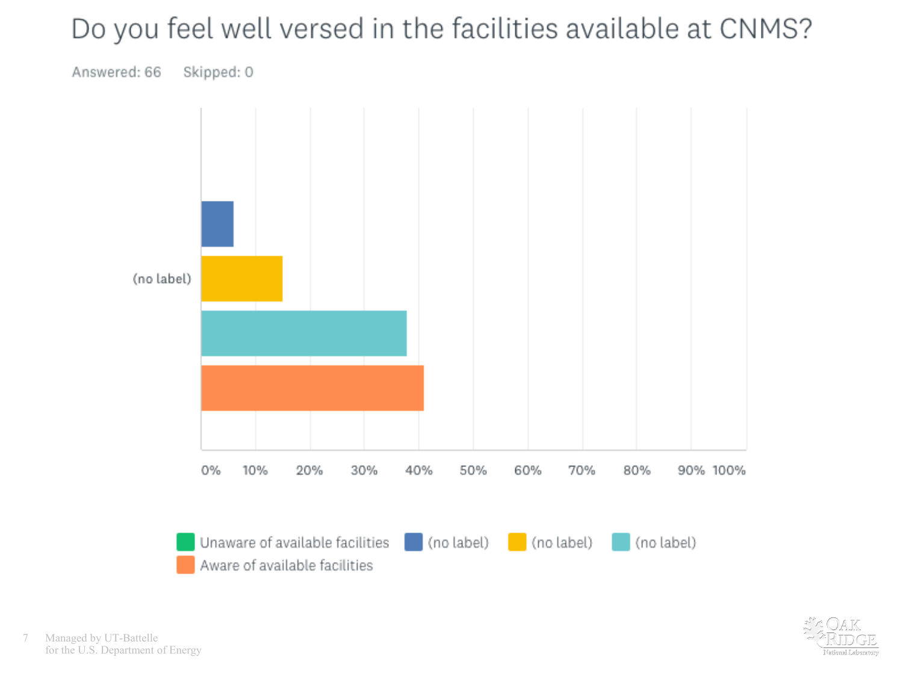# Do you feel well versed in the facilities available at CNMS?

Answered: 66 Skipped: 0

(no label)

0% 10% 20% 30% 40% 50% 60% 70% 80% 90% 100%

Unaware of available facilities
(no label)
(no label)
(no label)
Aware of available facilities

Managed by UT-Battelle
for the U.S. Department of Energy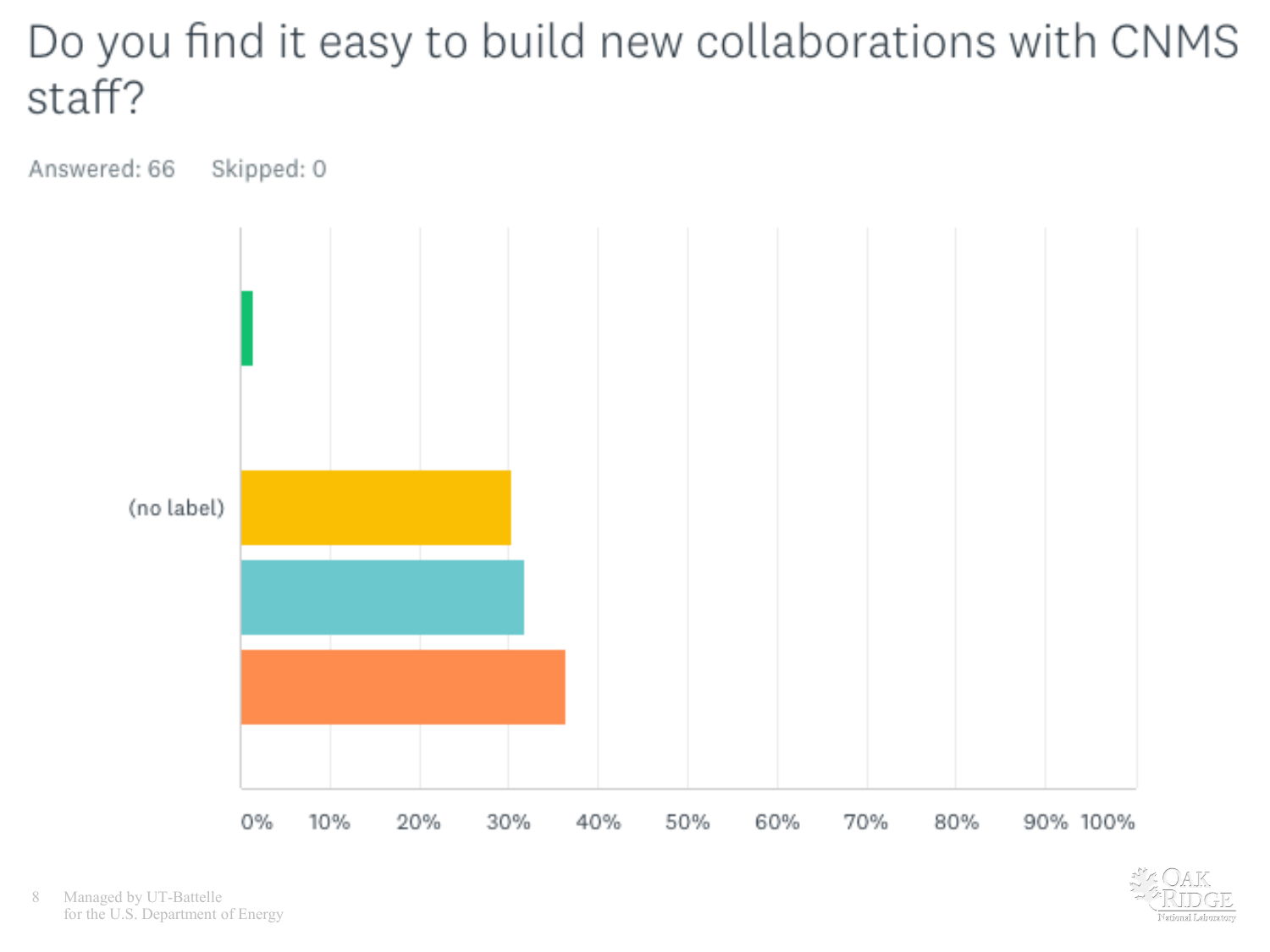# Do you find it easy to build new collaborations with CNMS staff?

Answered: 66 Skipped: 0

(no label)

0% 10% 20% 30% 40% 50% 60% 70% 80% 90% 100%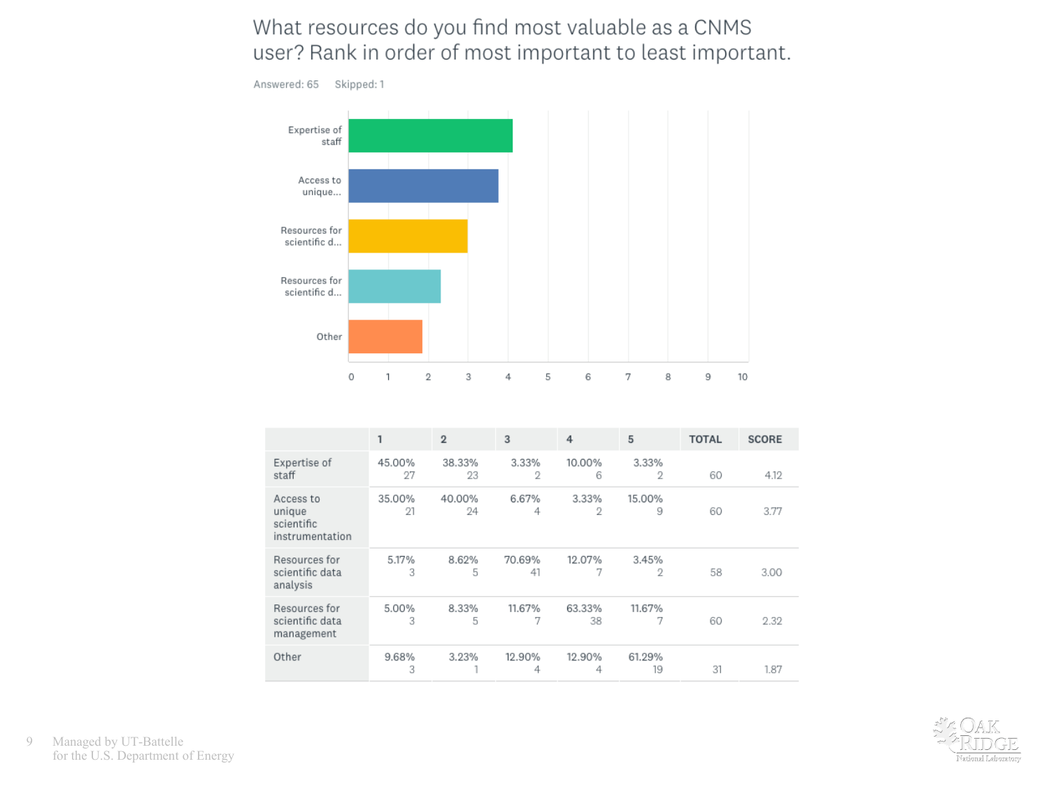# What resources do you find most valuable as a CNMS user? Rank in order of most important to least important.

Answered: 65 Skipped: 1

Expertise of staff

Access to unique...

Resources for scientific d...

Resources for scientific d...

Other

0 1 2 3 4 5 6 7 8 9 10

| | 1 | 2 | 3 | 4 | 5 | TOTAL | SCORE |
|---|---|---|---|---|---|---|---|
| Expertise of staff | 45.00% 27 | 38.33% 23 | 3.33% 2 | 10.00% 6 | 3.33% 2 | 60 | 4.12 |
| Access to unique scientific instrumentation | 35.00% 21 | 40.00% 24 | 6.67% 4 | 3.33% 2 | 15.00% 9 | 60 | 3.77 |
| Resources for scientific data analysis | 5.17% 3 | 8.62% 5 | 70.69% 41 | 12.07% 7 | 3.45% 2 | 58 | 3.00 |
| Resources for scientific data management | 5.00% 3 | 8.33% 5 | 11.67% 7 | 63.33% 38 | 11.67% 7 | 60 | 2.32 |
| Other | 9.68% 3 | 3.23% 1 | 12.90% 4 | 12.90% 4 | 61.29% 19 | 31 | 1.87 |

Managed by UT-Battelle
for the U.S. Department of Energy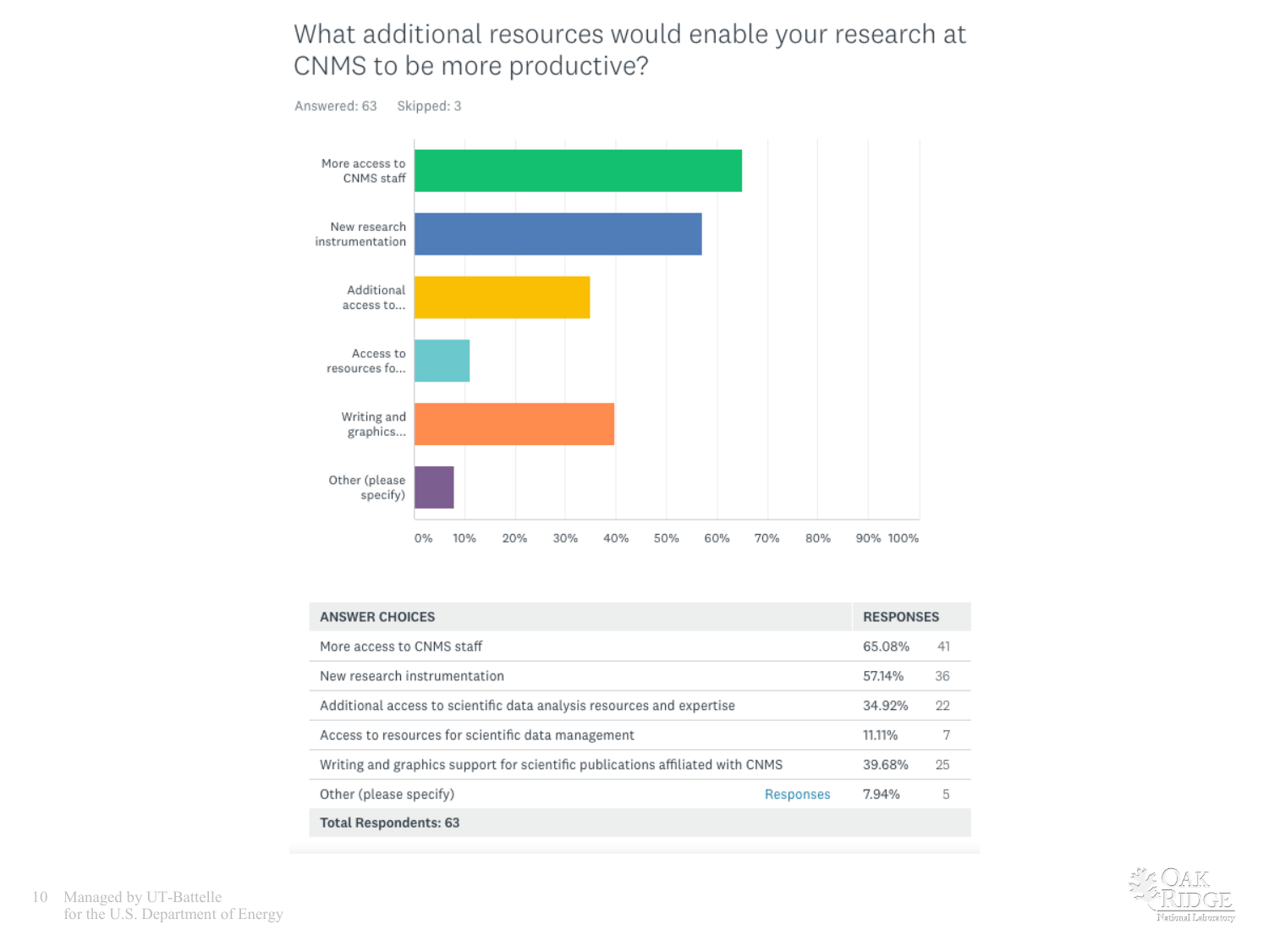# What additional resources would enable your research at CNMS to be more productive?

Answered: 63 Skipped: 3

More access to CNMS staff

New research instrumentation

Additional access to...

Access to resources fo...

Writing and graphics...

Other (please specify)

0% 10% 20% 30% 40% 50% 60% 70% 80% 90% 100%

| ANSWER CHOICES | RESPONSES | |
|---|---|---|
| More access to CNMS staff | 65.08% | 41 |
| New research instrumentation | 57.14% | 36 |
| Additional access to scientific data analysis resources and expertise | 34.92% | 22 |
| Access to resources for scientific data management | 11.11% | 7 |
| Writing and graphics support for scientific publications affiliated with CNMS | 39.68% | 25 |
| Other (please specify) Responses | 7.94% | 5 |
| **Total Respondents: 63** | | |